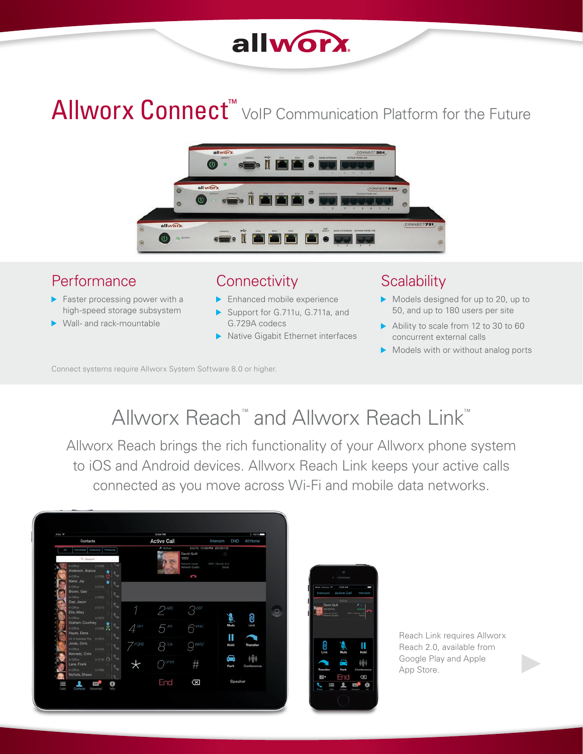allworx

# Allworx Connect™ VoIP Communication Platform for the Future

## Performance

- Faster processing power with a high-speed storage subsystem
- Wall- and rack-mountable

## Connectivity

- Enhanced mobile experience
- Support for G.711u, G.711a, and G.729A codecs
- Native Gigabit Ethernet interfaces

## Scalability

- Models designed for up to 20, up to 50, and up to 180 users per site
- Ability to scale from 12 to 30 to 60 concurrent external calls
- Models with or without analog ports

Connect systems require Allworx System Software 8.0 or higher.

# Allworx Reach™ and Allworx Reach Link™

Allworx Reach brings the rich functionality of your Allworx phone system to iOS and Android devices. Allworx Reach Link keeps your active calls connected as you move across Wi-Fi and mobile data networks.

Reach Link requires Allworx Reach 2.0, available from Google Play and Apple App Store.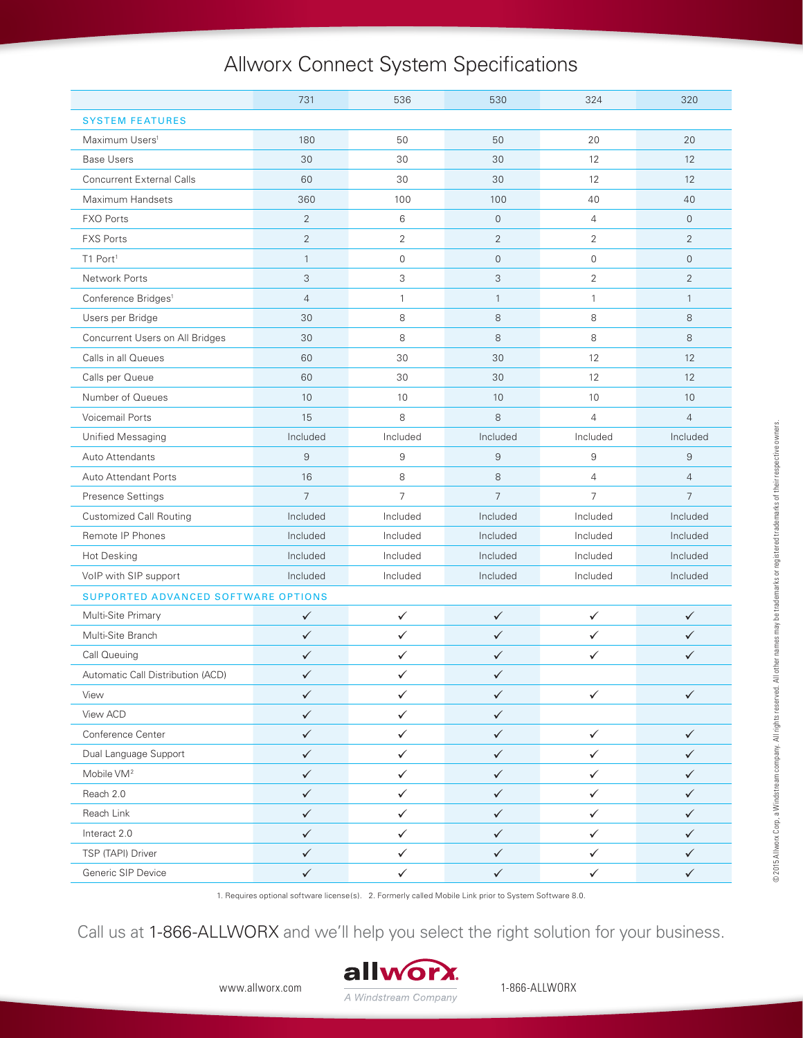# Allworx Connect System Specifications

| | 731 | 536 | 530 | 324 | 320 |
|---|---|---|---|---|---|
| **SYSTEM FEATURES** | | | | | |
| Maximum Users[1] | 180 | 50 | 50 | 20 | 20 |
| Base Users | 30 | 30 | 30 | 12 | 12 |
| Concurrent External Calls | 60 | 30 | 30 | 12 | 12 |
| Maximum Handsets | 360 | 100 | 100 | 40 | 40 |
| FXO Ports | 2 | 6 | 0 | 4 | 0 |
| FXS Ports | 2 | 2 | 2 | 2 | 2 |
| T1 Port[1] | 1 | 0 | 0 | 0 | 0 |
| Network Ports | 3 | 3 | 3 | 2 | 2 |
| Conference Bridges[1] | 4 | 1 | 1 | 1 | 1 |
| Users per Bridge | 30 | 8 | 8 | 8 | 8 |
| Concurrent Users on All Bridges | 30 | 8 | 8 | 8 | 8 |
| Calls in all Queues | 60 | 30 | 30 | 12 | 12 |
| Calls per Queue | 60 | 30 | 30 | 12 | 12 |
| Number of Queues | 10 | 10 | 10 | 10 | 10 |
| Voicemail Ports | 15 | 8 | 8 | 4 | 4 |
| Unified Messaging | Included | Included | Included | Included | Included |
| Auto Attendants | 9 | 9 | 9 | 9 | 9 |
| Auto Attendant Ports | 16 | 8 | 8 | 4 | 4 |
| Presence Settings | 7 | 7 | 7 | 7 | 7 |
| Customized Call Routing | Included | Included | Included | Included | Included |
| Remote IP Phones | Included | Included | Included | Included | Included |
| Hot Desking | Included | Included | Included | Included | Included |
| VoIP with SIP support | Included | Included | Included | Included | Included |
| **SUPPORTED ADVANCED SOFTWARE OPTIONS** | | | | | |
| Multi-Site Primary | ✓ | ✓ | ✓ | ✓ | ✓ |
| Multi-Site Branch | ✓ | ✓ | ✓ | ✓ | ✓ |
| Call Queuing | ✓ | ✓ | ✓ | ✓ | ✓ |
| Automatic Call Distribution (ACD) | ✓ | ✓ | ✓ | | |
| View | ✓ | ✓ | ✓ | ✓ | ✓ |
| View ACD | ✓ | ✓ | ✓ | | |
| Conference Center | ✓ | ✓ | ✓ | ✓ | ✓ |
| Dual Language Support | ✓ | ✓ | ✓ | ✓ | ✓ |
| Mobile VM[2] | ✓ | ✓ | ✓ | ✓ | ✓ |
| Reach 2.0 | ✓ | ✓ | ✓ | ✓ | ✓ |
| Reach Link | ✓ | ✓ | ✓ | ✓ | ✓ |
| Interact 2.0 | ✓ | ✓ | ✓ | ✓ | ✓ |
| TSP (TAPI) Driver | ✓ | ✓ | ✓ | ✓ | ✓ |
| Generic SIP Device | ✓ | ✓ | ✓ | ✓ | ✓ |

1. Requires optional software license(s). 2. Formerly called Mobile Link prior to System Software 8.0.

Call us at **1-866-ALLWORX** and we'll help you select the right solution for your business.

www.allworx.com

allworx — A Windstream Company

1-866-ALLWORX

© 2015 Allworx Corp, a Windstream company. All rights reserved. All other names may be trademarks or registered trademarks of their respective owners.